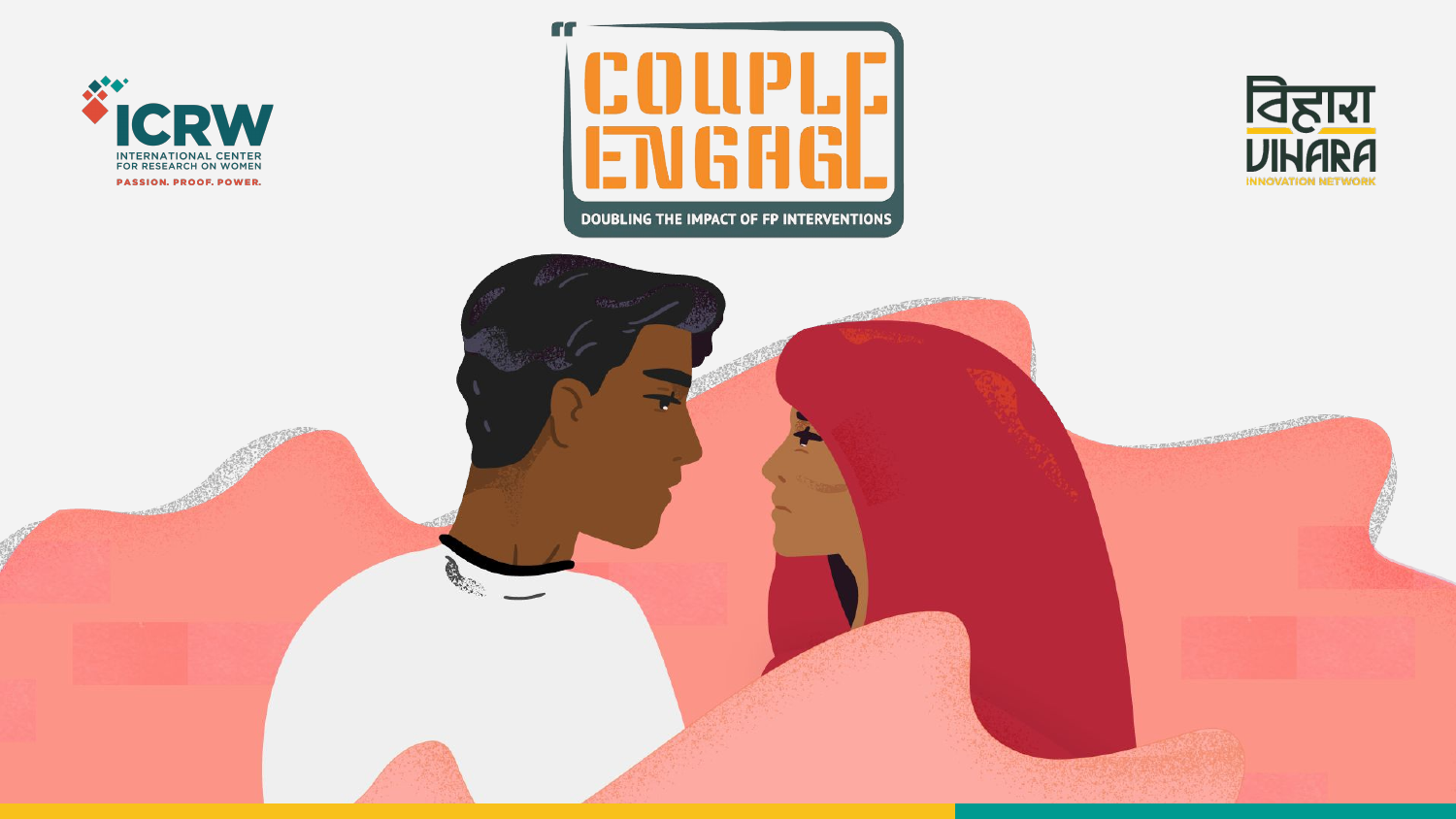ICRW
INTERNATIONAL CENTER FOR RESEARCH ON WOMEN
PASSION. PROOF. POWER.

# COUPLE ENGAGE

DOUBLING THE IMPACT OF FP INTERVENTIONS

विहारा
VIHARA
INNOVATION NETWORK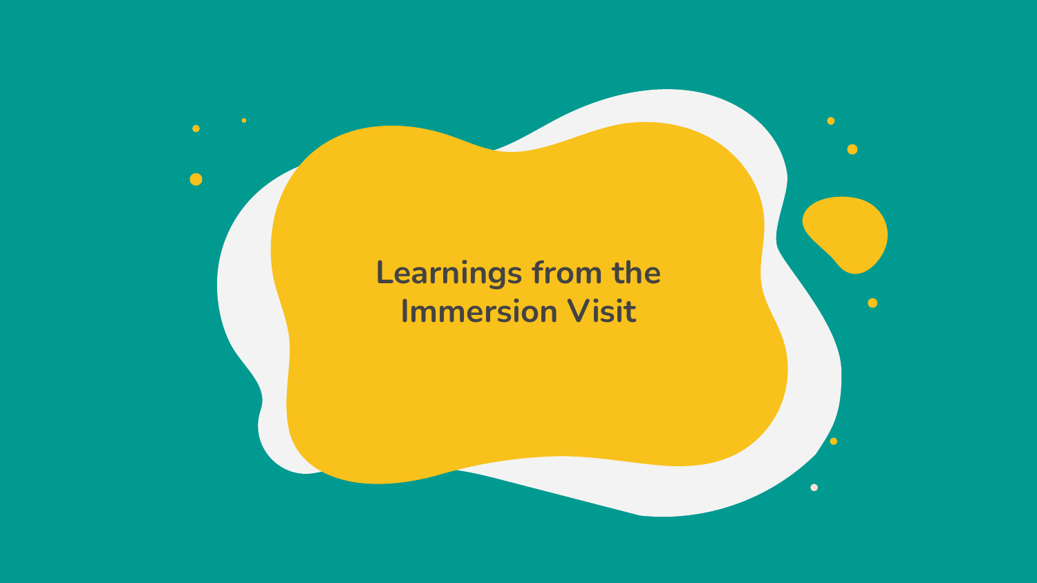# Learnings from the Immersion Visit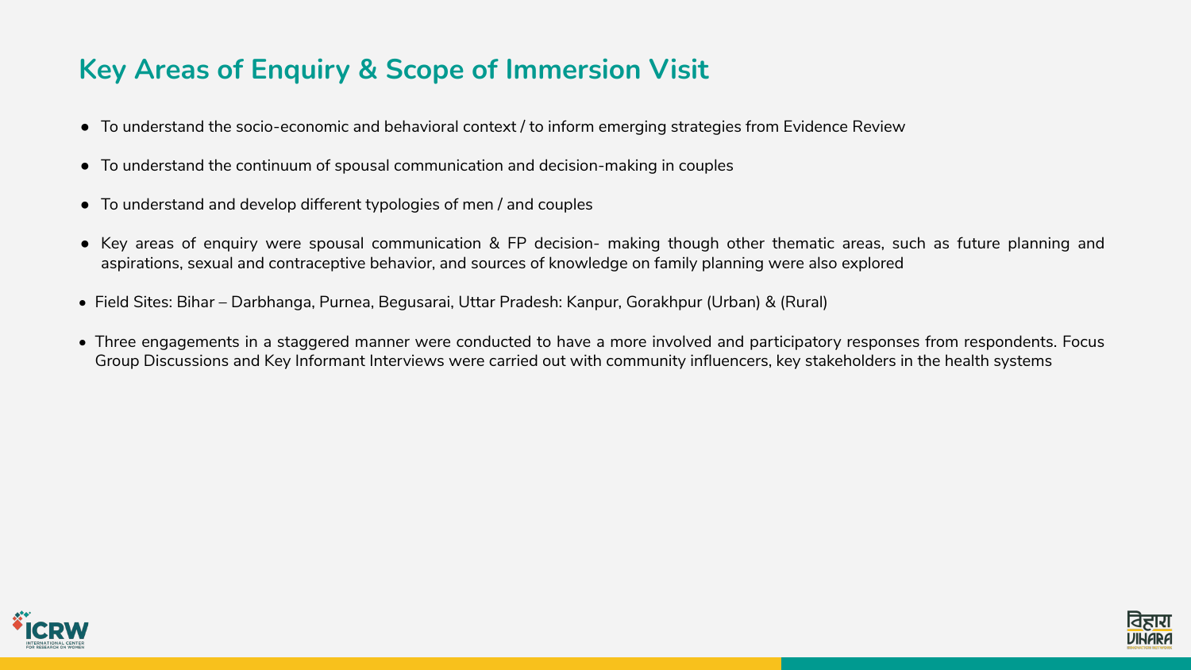## Key Areas of Enquiry & Scope of Immersion Visit

- To understand the socio-economic and behavioral context / to inform emerging strategies from Evidence Review
- To understand the continuum of spousal communication and decision-making in couples
- To understand and develop different typologies of men / and couples
- Key areas of enquiry were spousal communication & FP decision- making though other thematic areas, such as future planning and aspirations, sexual and contraceptive behavior, and sources of knowledge on family planning were also explored
- Field Sites: Bihar – Darbhanga, Purnea, Begusarai, Uttar Pradesh: Kanpur, Gorakhpur (Urban) & (Rural)
- Three engagements in a staggered manner were conducted to have a more involved and participatory responses from respondents. Focus Group Discussions and Key Informant Interviews were carried out with community influencers, key stakeholders in the health systems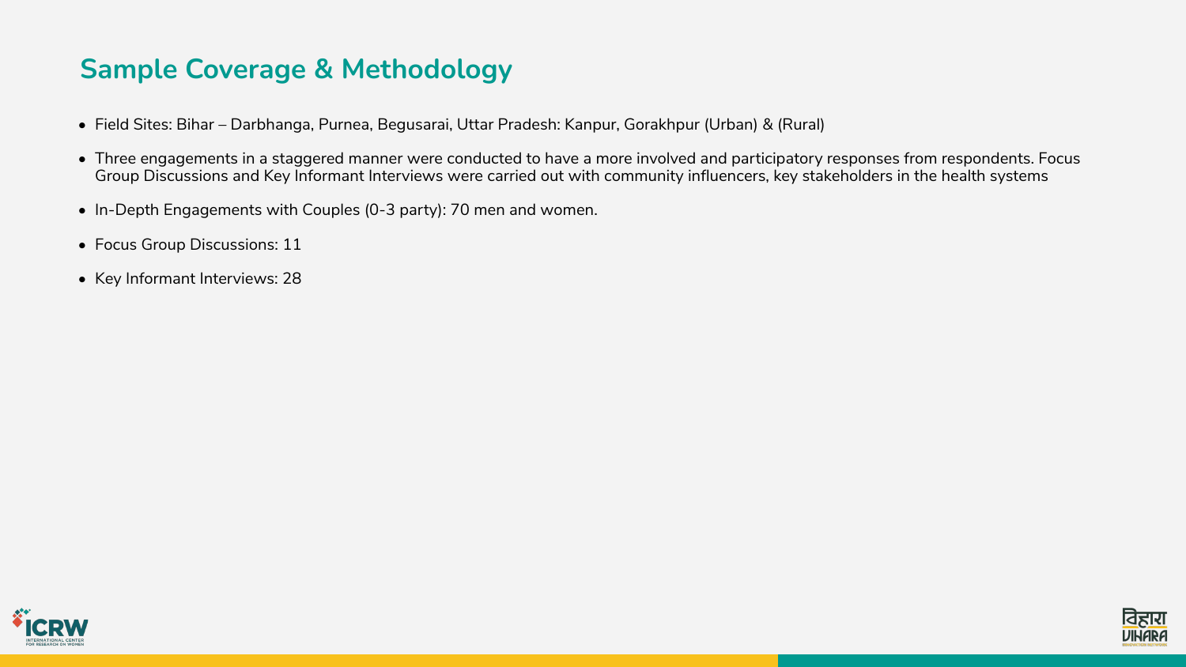## Sample Coverage & Methodology

- Field Sites: Bihar – Darbhanga, Purnea, Begusarai, Uttar Pradesh: Kanpur, Gorakhpur (Urban) & (Rural)
- Three engagements in a staggered manner were conducted to have a more involved and participatory responses from respondents. Focus Group Discussions and Key Informant Interviews were carried out with community influencers, key stakeholders in the health systems
- In-Depth Engagements with Couples (0-3 party): 70 men and women.
- Focus Group Discussions: 11
- Key Informant Interviews: 28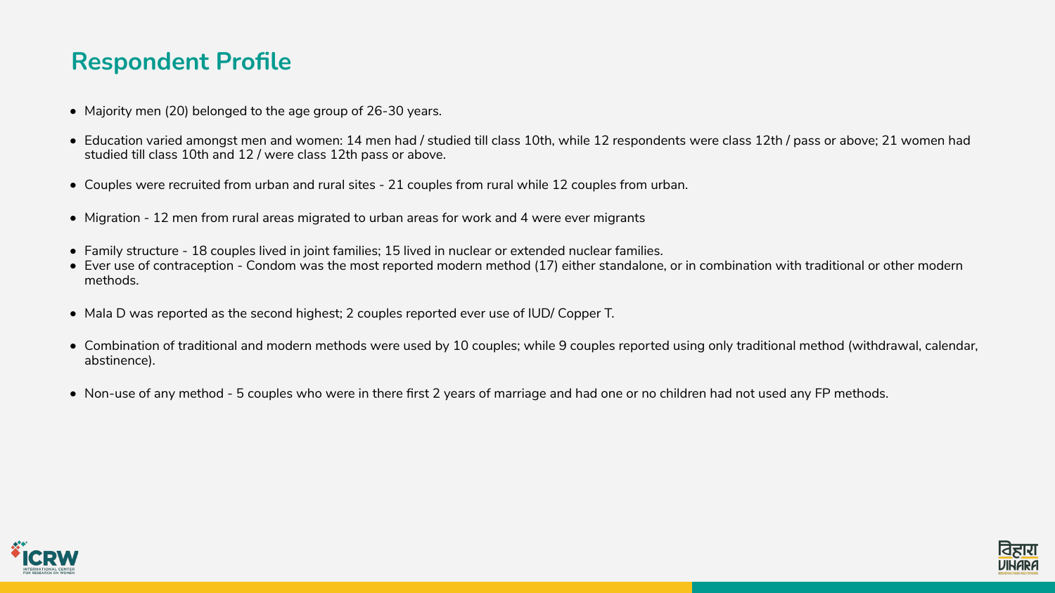## Respondent Profile

- Majority men (20) belonged to the age group of 26-30 years.
- Education varied amongst men and women: 14 men had / studied till class 10th, while 12 respondents were class 12th / pass or above; 21 women had studied till class 10th and 12 / were class 12th pass or above.
- Couples were recruited from urban and rural sites - 21 couples from rural while 12 couples from urban.
- Migration - 12 men from rural areas migrated to urban areas for work and 4 were ever migrants
- Family structure - 18 couples lived in joint families; 15 lived in nuclear or extended nuclear families.
- Ever use of contraception - Condom was the most reported modern method (17) either standalone, or in combination with traditional or other modern methods.
- Mala D was reported as the second highest; 2 couples reported ever use of IUD/ Copper T.
- Combination of traditional and modern methods were used by 10 couples; while 9 couples reported using only traditional method (withdrawal, calendar, abstinence).
- Non-use of any method - 5 couples who were in there first 2 years of marriage and had one or no children had not used any FP methods.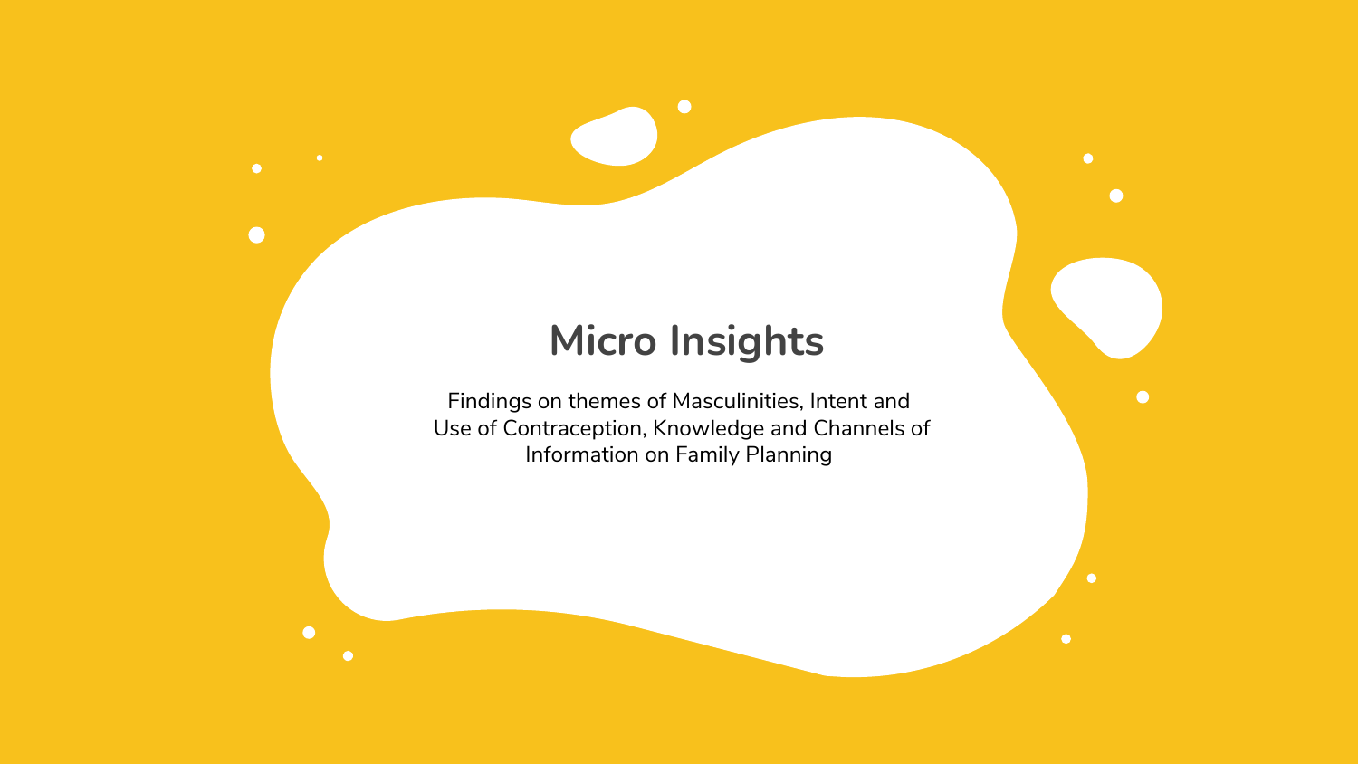# Micro Insights

Findings on themes of Masculinities, Intent and Use of Contraception, Knowledge and Channels of Information on Family Planning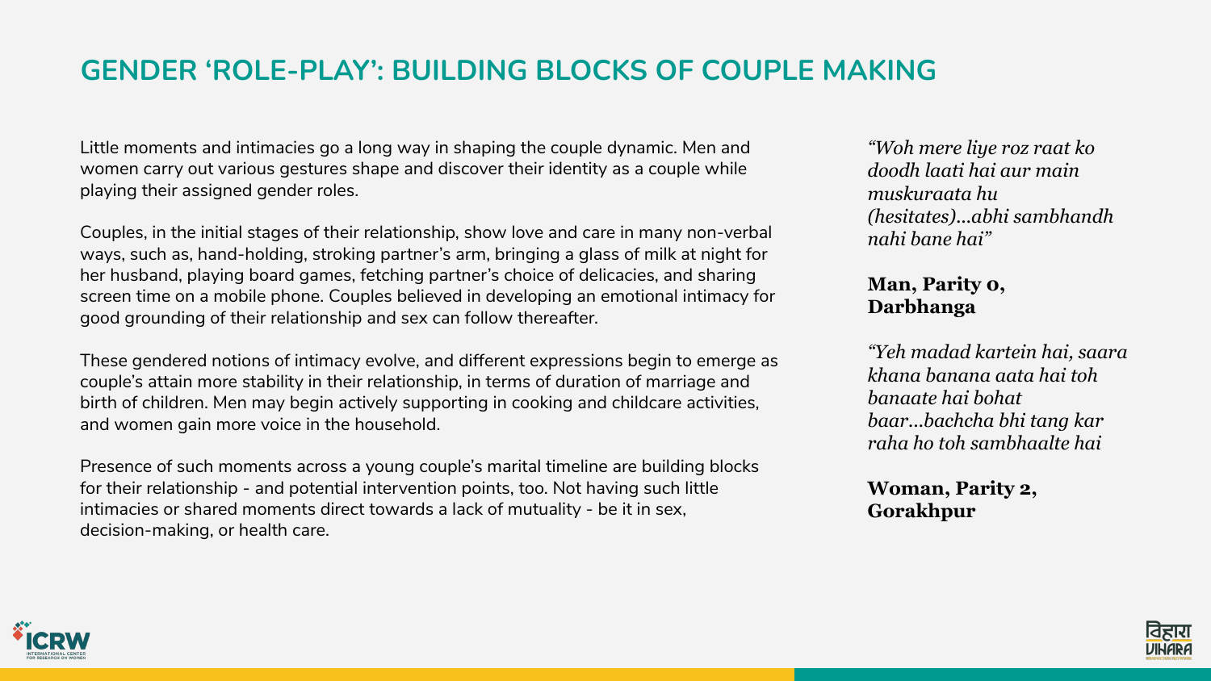# GENDER 'ROLE-PLAY': BUILDING BLOCKS OF COUPLE MAKING

Little moments and intimacies go a long way in shaping the couple dynamic. Men and women carry out various gestures shape and discover their identity as a couple while playing their assigned gender roles.

Couples, in the initial stages of their relationship, show love and care in many non-verbal ways, such as, hand-holding, stroking partner's arm, bringing a glass of milk at night for her husband, playing board games, fetching partner's choice of delicacies, and sharing screen time on a mobile phone. Couples believed in developing an emotional intimacy for good grounding of their relationship and sex can follow thereafter.

These gendered notions of intimacy evolve, and different expressions begin to emerge as couple's attain more stability in their relationship, in terms of duration of marriage and birth of children. Men may begin actively supporting in cooking and childcare activities, and women gain more voice in the household.

Presence of such moments across a young couple's marital timeline are building blocks for their relationship - and potential intervention points, too. Not having such little intimacies or shared moments direct towards a lack of mutuality - be it in sex, decision-making, or health care.

*"Woh mere liye roz raat ko doodh laati hai aur main muskuraata hu (hesitates)...abhi sambhandh nahi bane hai"*

**Man, Parity 0, Darbhanga**

*"Yeh madad kartein hai, saara khana banana aata hai toh banaate hai bohat baar...bachcha bhi tang kar raha ho toh sambhaalte hai*

**Woman, Parity 2, Gorakhpur**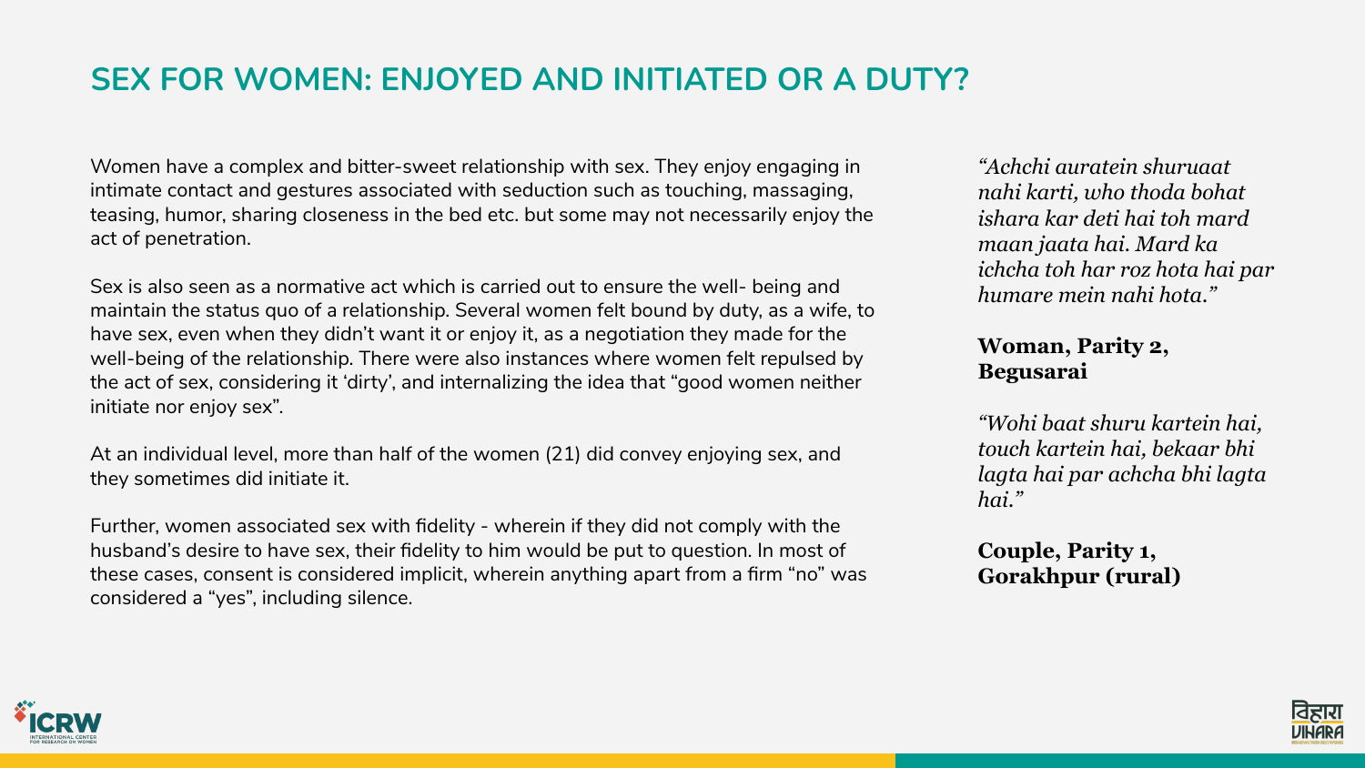# SEX FOR WOMEN: ENJOYED AND INITIATED OR A DUTY?

Women have a complex and bitter-sweet relationship with sex. They enjoy engaging in intimate contact and gestures associated with seduction such as touching, massaging, teasing, humor, sharing closeness in the bed etc. but some may not necessarily enjoy the act of penetration.

Sex is also seen as a normative act which is carried out to ensure the well- being and maintain the status quo of a relationship. Several women felt bound by duty, as a wife, to have sex, even when they didn't want it or enjoy it, as a negotiation they made for the well-being of the relationship. There were also instances where women felt repulsed by the act of sex, considering it 'dirty', and internalizing the idea that "good women neither initiate nor enjoy sex".

At an individual level, more than half of the women (21) did convey enjoying sex, and they sometimes did initiate it.

Further, women associated sex with fidelity - wherein if they did not comply with the husband's desire to have sex, their fidelity to him would be put to question. In most of these cases, consent is considered implicit, wherein anything apart from a firm "no" was considered a "yes", including silence.

*"Achchi auratein shuruaat nahi karti, who thoda bohat ishara kar deti hai toh mard maan jaata hai. Mard ka ichcha toh har roz hota hai par humare mein nahi hota."*

**Woman, Parity 2, Begusarai**

*"Wohi baat shuru kartein hai, touch kartein hai, bekaar bhi lagta hai par achcha bhi lagta hai."*

**Couple, Parity 1, Gorakhpur (rural)**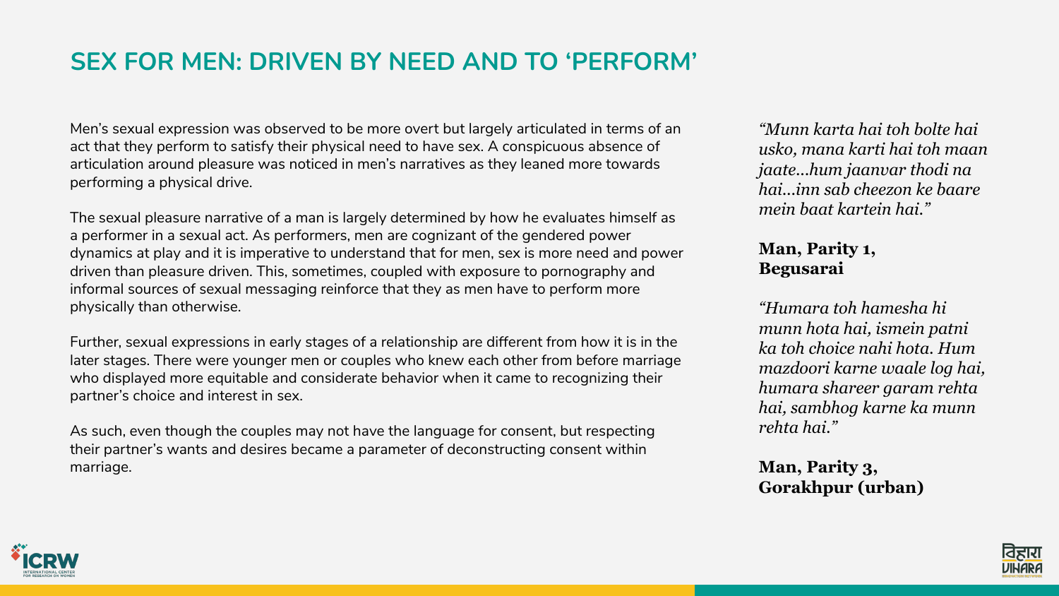# SEX FOR MEN: DRIVEN BY NEED AND TO 'PERFORM'

Men's sexual expression was observed to be more overt but largely articulated in terms of an act that they perform to satisfy their physical need to have sex. A conspicuous absence of articulation around pleasure was noticed in men's narratives as they leaned more towards performing a physical drive.

The sexual pleasure narrative of a man is largely determined by how he evaluates himself as a performer in a sexual act. As performers, men are cognizant of the gendered power dynamics at play and it is imperative to understand that for men, sex is more need and power driven than pleasure driven. This, sometimes, coupled with exposure to pornography and informal sources of sexual messaging reinforce that they as men have to perform more physically than otherwise.

Further, sexual expressions in early stages of a relationship are different from how it is in the later stages. There were younger men or couples who knew each other from before marriage who displayed more equitable and considerate behavior when it came to recognizing their partner's choice and interest in sex.

As such, even though the couples may not have the language for consent, but respecting their partner's wants and desires became a parameter of deconstructing consent within marriage.

*"Munn karta hai toh bolte hai usko, mana karti hai toh maan jaate...hum jaanvar thodi na hai...inn sab cheezon ke baare mein baat kartein hai."*

**Man, Parity 1, Begusarai**

*"Humara toh hamesha hi munn hota hai, ismein patni ka toh choice nahi hota. Hum mazdoori karne waale log hai, humara shareer garam rehta hai, sambhog karne ka munn rehta hai."*

**Man, Parity 3, Gorakhpur (urban)**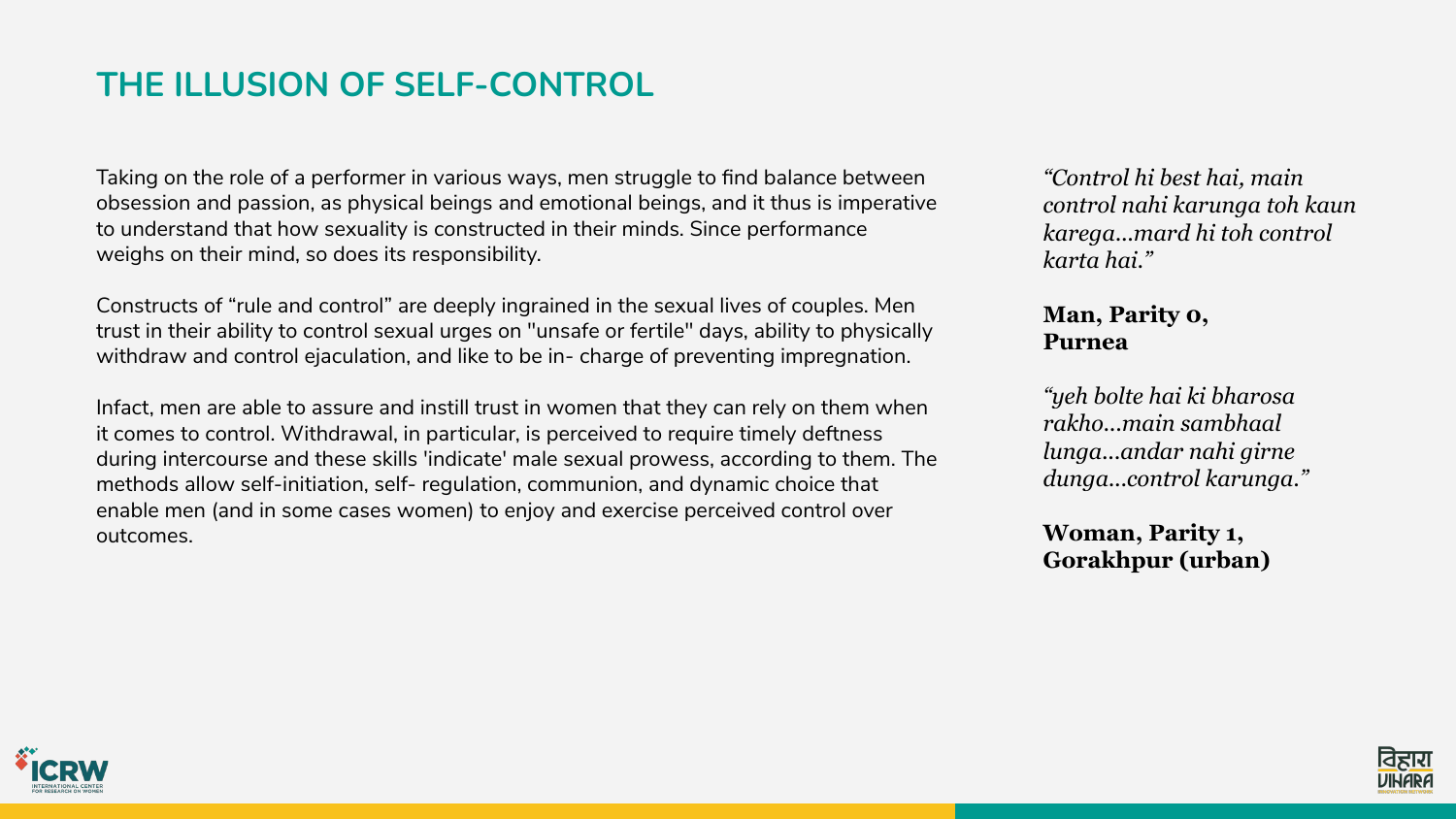# THE ILLUSION OF SELF-CONTROL

Taking on the role of a performer in various ways, men struggle to find balance between obsession and passion, as physical beings and emotional beings, and it thus is imperative to understand that how sexuality is constructed in their minds. Since performance weighs on their mind, so does its responsibility.

Constructs of "rule and control" are deeply ingrained in the sexual lives of couples. Men trust in their ability to control sexual urges on "unsafe or fertile" days, ability to physically withdraw and control ejaculation, and like to be in- charge of preventing impregnation.

Infact, men are able to assure and instill trust in women that they can rely on them when it comes to control. Withdrawal, in particular, is perceived to require timely deftness during intercourse and these skills 'indicate' male sexual prowess, according to them. The methods allow self-initiation, self- regulation, communion, and dynamic choice that enable men (and in some cases women) to enjoy and exercise perceived control over outcomes.

*"Control hi best hai, main control nahi karunga toh kaun karega...mard hi toh control karta hai."*

**Man, Parity 0, Purnea**

*"yeh bolte hai ki bharosa rakho...main sambhaal lunga...andar nahi girne dunga...control karunga."*

**Woman, Parity 1, Gorakhpur (urban)**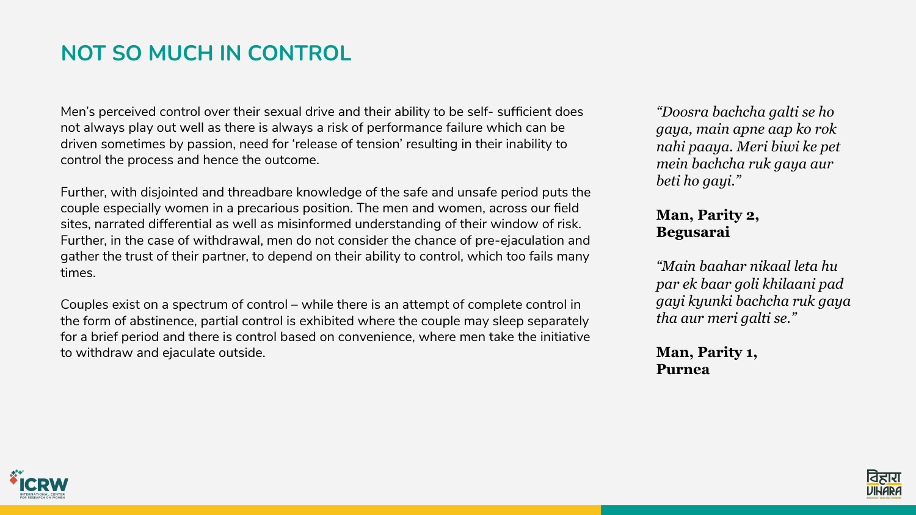## NOT SO MUCH IN CONTROL

Men's perceived control over their sexual drive and their ability to be self- sufficient does not always play out well as there is always a risk of performance failure which can be driven sometimes by passion, need for 'release of tension' resulting in their inability to control the process and hence the outcome.

Further, with disjointed and threadbare knowledge of the safe and unsafe period puts the couple especially women in a precarious position. The men and women, across our field sites, narrated differential as well as misinformed understanding of their window of risk. Further, in the case of withdrawal, men do not consider the chance of pre-ejaculation and gather the trust of their partner, to depend on their ability to control, which too fails many times.

Couples exist on a spectrum of control – while there is an attempt of complete control in the form of abstinence, partial control is exhibited where the couple may sleep separately for a brief period and there is control based on convenience, where men take the initiative to withdraw and ejaculate outside.

*"Doosra bachcha galti se ho gaya, main apne aap ko rok nahi paaya. Meri biwi ke pet mein bachcha ruk gaya aur beti ho gayi."*

**Man, Parity 2, Begusarai**

*"Main baahar nikaal leta hu par ek baar goli khilaani pad gayi kyunki bachcha ruk gaya tha aur meri galti se."*

**Man, Parity 1, Purnea**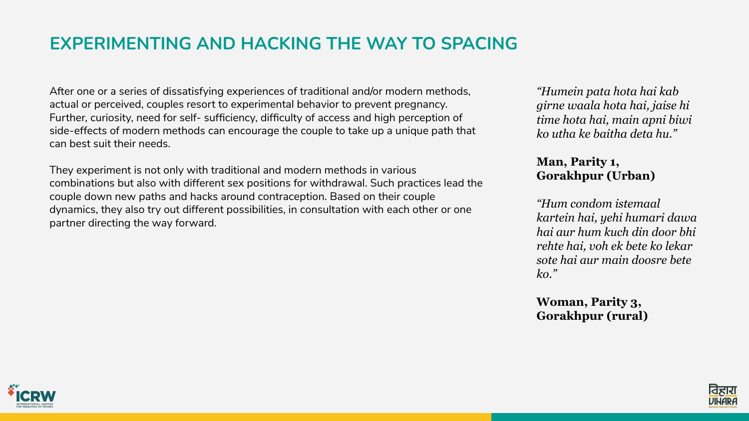# EXPERIMENTING AND HACKING THE WAY TO SPACING

After one or a series of dissatisfying experiences of traditional and/or modern methods, actual or perceived, couples resort to experimental behavior to prevent pregnancy. Further, curiosity, need for self- sufficiency, difficulty of access and high perception of side-effects of modern methods can encourage the couple to take up a unique path that can best suit their needs.

They experiment is not only with traditional and modern methods in various combinations but also with different sex positions for withdrawal. Such practices lead the couple down new paths and hacks around contraception. Based on their couple dynamics, they also try out different possibilities, in consultation with each other or one partner directing the way forward.

*"Humein pata hota hai kab girne waala hota hai, jaise hi time hota hai, main apni biwi ko utha ke baitha deta hu."*

**Man, Parity 1, Gorakhpur (Urban)**

*"Hum condom istemaal kartein hai, yehi humari dawa hai aur hum kuch din door bhi rehte hai, voh ek bete ko lekar sote hai aur main doosre bete ko."*

**Woman, Parity 3, Gorakhpur (rural)**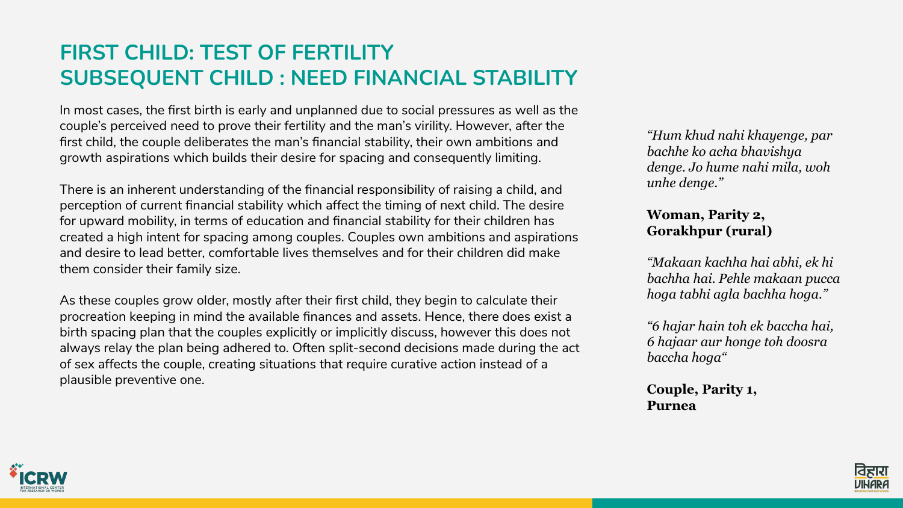# FIRST CHILD: TEST OF FERTILITY
# SUBSEQUENT CHILD : NEED FINANCIAL STABILITY

In most cases, the first birth is early and unplanned due to social pressures as well as the couple's perceived need to prove their fertility and the man's virility. However, after the first child, the couple deliberates the man's financial stability, their own ambitions and growth aspirations which builds their desire for spacing and consequently limiting.

There is an inherent understanding of the financial responsibility of raising a child, and perception of current financial stability which affect the timing of next child. The desire for upward mobility, in terms of education and financial stability for their children has created a high intent for spacing among couples. Couples own ambitions and aspirations and desire to lead better, comfortable lives themselves and for their children did make them consider their family size.

As these couples grow older, mostly after their first child, they begin to calculate their procreation keeping in mind the available finances and assets. Hence, there does exist a birth spacing plan that the couples explicitly or implicitly discuss, however this does not always relay the plan being adhered to. Often split-second decisions made during the act of sex affects the couple, creating situations that require curative action instead of a plausible preventive one.

*"Hum khud nahi khayenge, par bachhe ko acha bhavishya denge. Jo hume nahi mila, woh unhe denge."*

**Woman, Parity 2, Gorakhpur (rural)**

*"Makaan kachha hai abhi, ek hi bachha hai. Pehle makaan pucca hoga tabhi agla bachha hoga."*

*"6 hajar hain toh ek baccha hai, 6 hajaar aur honge toh doosra baccha hoga"*

**Couple, Parity 1, Purnea**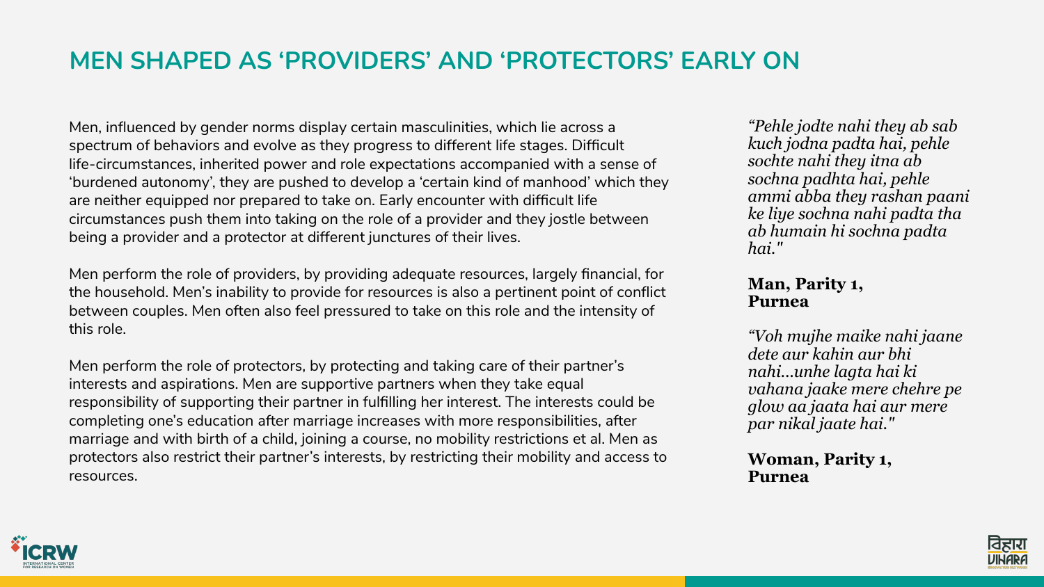## MEN SHAPED AS 'PROVIDERS' AND 'PROTECTORS' EARLY ON

Men, influenced by gender norms display certain masculinities, which lie across a spectrum of behaviors and evolve as they progress to different life stages. Difficult life-circumstances, inherited power and role expectations accompanied with a sense of 'burdened autonomy', they are pushed to develop a 'certain kind of manhood' which they are neither equipped nor prepared to take on. Early encounter with difficult life circumstances push them into taking on the role of a provider and they jostle between being a provider and a protector at different junctures of their lives.

Men perform the role of providers, by providing adequate resources, largely financial, for the household. Men's inability to provide for resources is also a pertinent point of conflict between couples. Men often also feel pressured to take on this role and the intensity of this role.

Men perform the role of protectors, by protecting and taking care of their partner's interests and aspirations. Men are supportive partners when they take equal responsibility of supporting their partner in fulfilling her interest. The interests could be completing one's education after marriage increases with more responsibilities, after marriage and with birth of a child, joining a course, no mobility restrictions et al. Men as protectors also restrict their partner's interests, by restricting their mobility and access to resources.

*"Pehle jodte nahi they ab sab kuch jodna padta hai, pehle sochte nahi they itna ab sochna padhta hai, pehle ammi abba they rashan paani ke liye sochna nahi padta tha ab humain hi sochna padta hai."*

**Man, Parity 1, Purnea**

*"Voh mujhe maike nahi jaane dete aur kahin aur bhi nahi...unhe lagta hai ki vahana jaake mere chehre pe glow aa jaata hai aur mere par nikal jaate hai."*

**Woman, Parity 1, Purnea**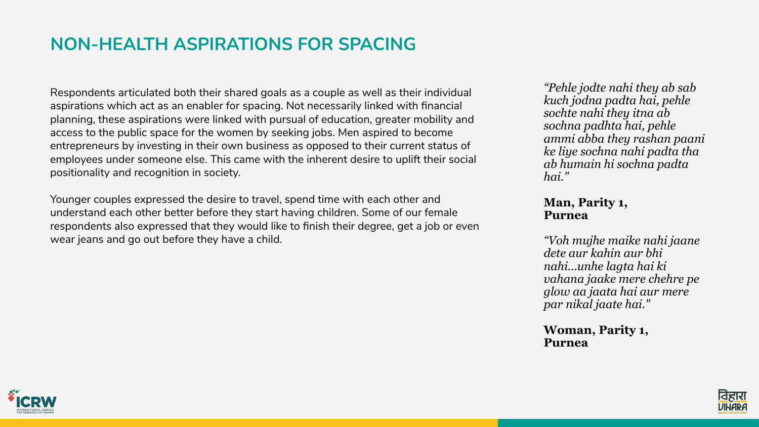## NON-HEALTH ASPIRATIONS FOR SPACING

Respondents articulated both their shared goals as a couple as well as their individual aspirations which act as an enabler for spacing. Not necessarily linked with financial planning, these aspirations were linked with pursual of education, greater mobility and access to the public space for the women by seeking jobs. Men aspired to become entrepreneurs by investing in their own business as opposed to their current status of employees under someone else. This came with the inherent desire to uplift their social positionality and recognition in society.

Younger couples expressed the desire to travel, spend time with each other and understand each other better before they start having children. Some of our female respondents also expressed that they would like to finish their degree, get a job or even wear jeans and go out before they have a child.

*"Pehle jodte nahi they ab sab kuch jodna padta hai, pehle sochte nahi they itna ab sochna padhta hai, pehle ammi abba they rashan paani ke liye sochna nahi padta tha ab humain hi sochna padta hai."*

**Man, Parity 1, Purnea**

*"Voh mujhe maike nahi jaane dete aur kahin aur bhi nahi...unhe lagta hai ki vahana jaake mere chehre pe glow aa jaata hai aur mere par nikal jaate hai."*

**Woman, Parity 1, Purnea**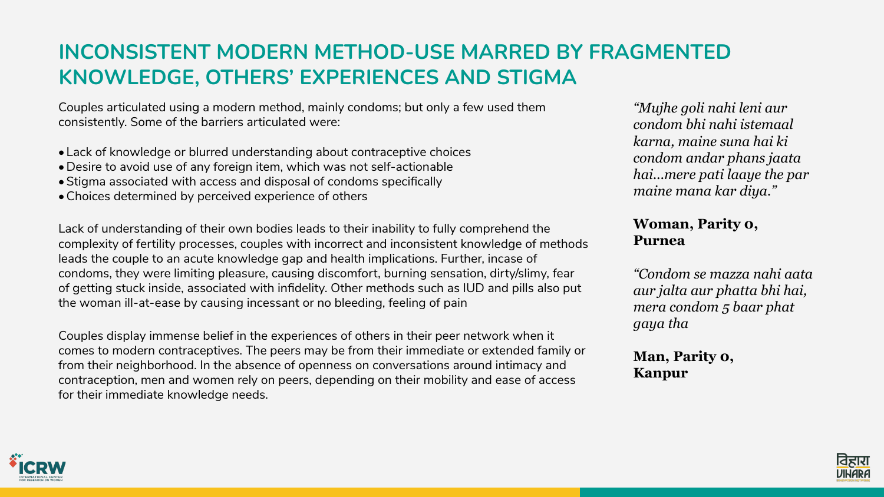# INCONSISTENT MODERN METHOD-USE MARRED BY FRAGMENTED KNOWLEDGE, OTHERS' EXPERIENCES AND STIGMA

Couples articulated using a modern method, mainly condoms; but only a few used them consistently. Some of the barriers articulated were:

- Lack of knowledge or blurred understanding about contraceptive choices
- Desire to avoid use of any foreign item, which was not self-actionable
- Stigma associated with access and disposal of condoms specifically
- Choices determined by perceived experience of others

Lack of understanding of their own bodies leads to their inability to fully comprehend the complexity of fertility processes, couples with incorrect and inconsistent knowledge of methods leads the couple to an acute knowledge gap and health implications. Further, incase of condoms, they were limiting pleasure, causing discomfort, burning sensation, dirty/slimy, fear of getting stuck inside, associated with infidelity. Other methods such as IUD and pills also put the woman ill-at-ease by causing incessant or no bleeding, feeling of pain

Couples display immense belief in the experiences of others in their peer network when it comes to modern contraceptives. The peers may be from their immediate or extended family or from their neighborhood. In the absence of openness on conversations around intimacy and contraception, men and women rely on peers, depending on their mobility and ease of access for their immediate knowledge needs.

*"Mujhe goli nahi leni aur condom bhi nahi istemaal karna, maine suna hai ki condom andar phans jaata hai...mere pati laaye the par maine mana kar diya."*

**Woman, Parity 0, Purnea**

*"Condom se mazza nahi aata aur jalta aur phatta bhi hai, mera condom 5 baar phat gaya tha*

**Man, Parity 0, Kanpur**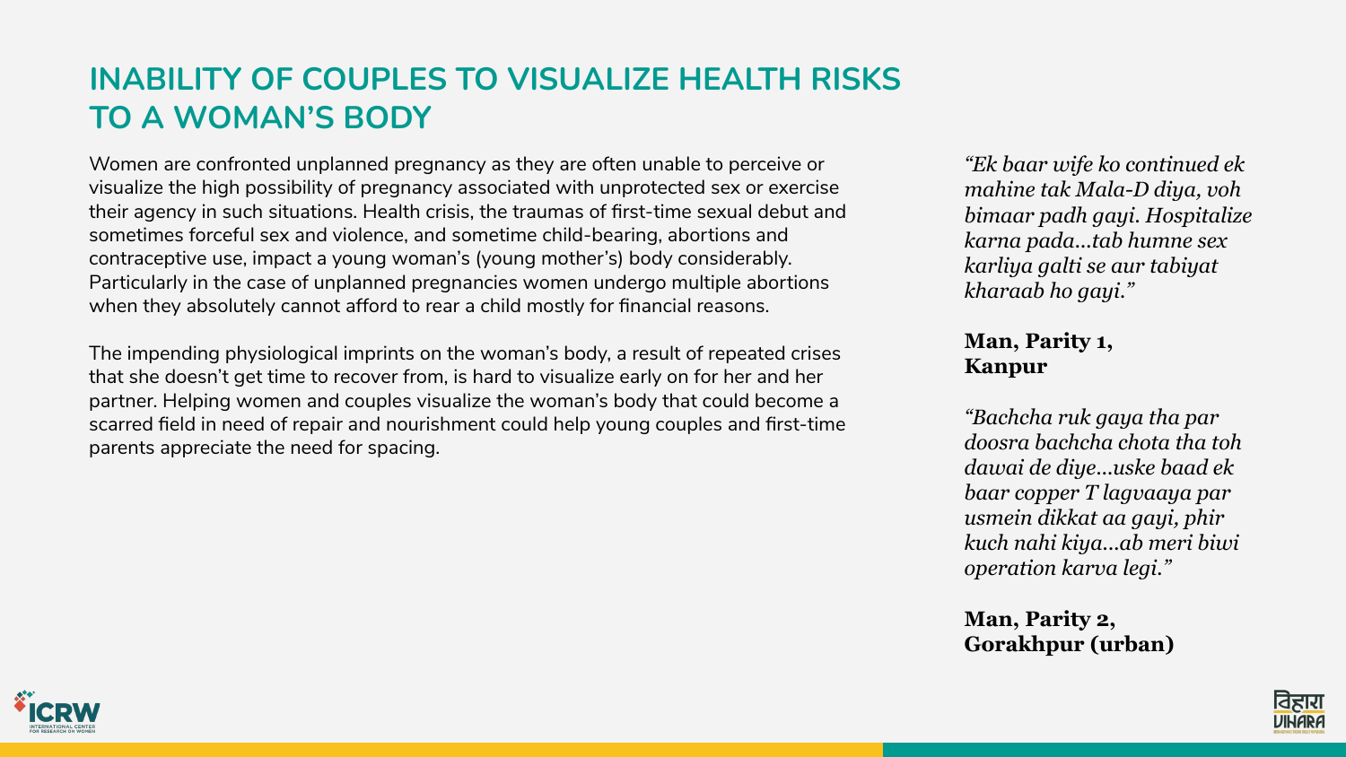# INABILITY OF COUPLES TO VISUALIZE HEALTH RISKS TO A WOMAN'S BODY

Women are confronted unplanned pregnancy as they are often unable to perceive or visualize the high possibility of pregnancy associated with unprotected sex or exercise their agency in such situations. Health crisis, the traumas of first-time sexual debut and sometimes forceful sex and violence, and sometime child-bearing, abortions and contraceptive use, impact a young woman's (young mother's) body considerably. Particularly in the case of unplanned pregnancies women undergo multiple abortions when they absolutely cannot afford to rear a child mostly for financial reasons.

The impending physiological imprints on the woman's body, a result of repeated crises that she doesn't get time to recover from, is hard to visualize early on for her and her partner. Helping women and couples visualize the woman's body that could become a scarred field in need of repair and nourishment could help young couples and first-time parents appreciate the need for spacing.

*"Ek baar wife ko continued ek mahine tak Mala-D diya, voh bimaar padh gayi. Hospitalize karna pada...tab humne sex karliya galti se aur tabiyat kharaab ho gayi."*

**Man, Parity 1, Kanpur**

*"Bachcha ruk gaya tha par doosra bachcha chota tha toh dawai de diye...uske baad ek baar copper T lagvaaya par usmein dikkat aa gayi, phir kuch nahi kiya...ab meri biwi operation karva legi."*

**Man, Parity 2, Gorakhpur (urban)**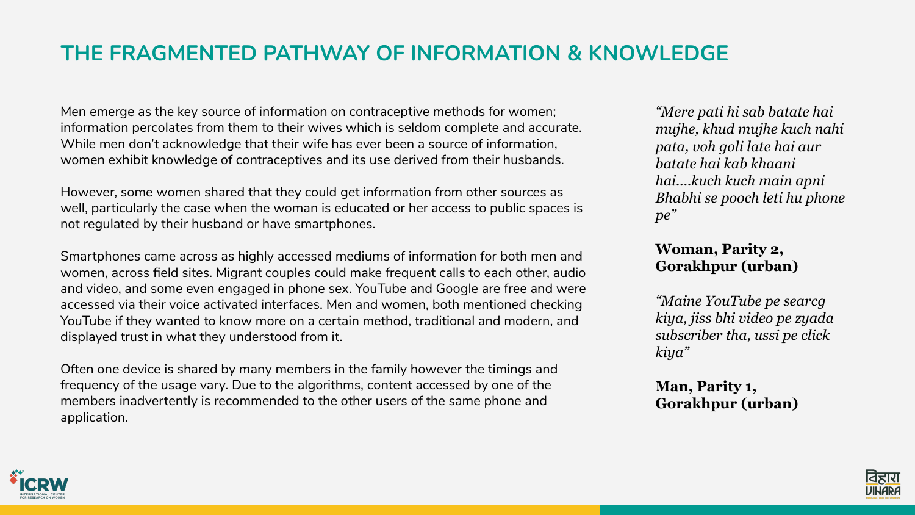# THE FRAGMENTED PATHWAY OF INFORMATION & KNOWLEDGE

Men emerge as the key source of information on contraceptive methods for women; information percolates from them to their wives which is seldom complete and accurate. While men don't acknowledge that their wife has ever been a source of information, women exhibit knowledge of contraceptives and its use derived from their husbands.

However, some women shared that they could get information from other sources as well, particularly the case when the woman is educated or her access to public spaces is not regulated by their husband or have smartphones.

Smartphones came across as highly accessed mediums of information for both men and women, across field sites. Migrant couples could make frequent calls to each other, audio and video, and some even engaged in phone sex. YouTube and Google are free and were accessed via their voice activated interfaces. Men and women, both mentioned checking YouTube if they wanted to know more on a certain method, traditional and modern, and displayed trust in what they understood from it.

Often one device is shared by many members in the family however the timings and frequency of the usage vary. Due to the algorithms, content accessed by one of the members inadvertently is recommended to the other users of the same phone and application.

*"Mere pati hi sab batate hai mujhe, khud mujhe kuch nahi pata, voh goli late hai aur batate hai kab khaani hai....kuch kuch main apni Bhabhi se pooch leti hu phone pe"*

**Woman, Parity 2, Gorakhpur (urban)**

*"Maine YouTube pe searcg kiya, jiss bhi video pe zyada subscriber tha, ussi pe click kiya"*

**Man, Parity 1, Gorakhpur (urban)**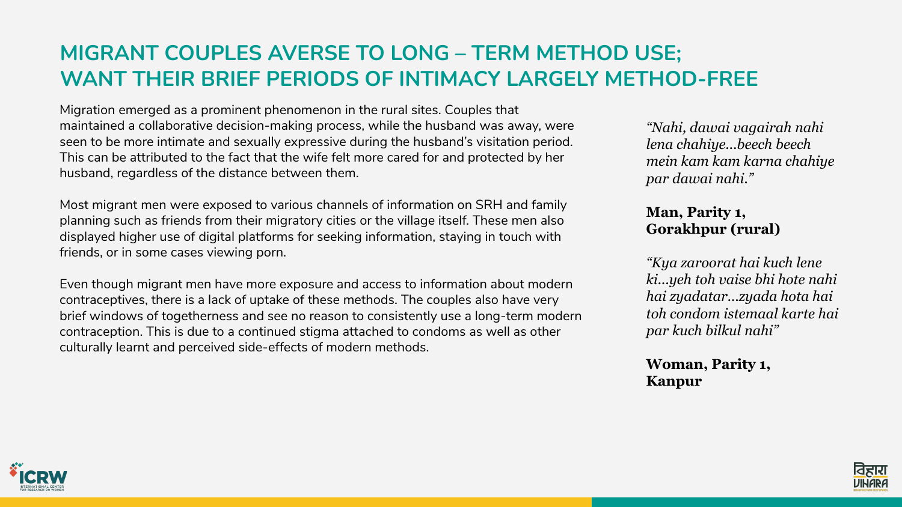# MIGRANT COUPLES AVERSE TO LONG – TERM METHOD USE; WANT THEIR BRIEF PERIODS OF INTIMACY LARGELY METHOD-FREE

Migration emerged as a prominent phenomenon in the rural sites. Couples that maintained a collaborative decision-making process, while the husband was away, were seen to be more intimate and sexually expressive during the husband's visitation period. This can be attributed to the fact that the wife felt more cared for and protected by her husband, regardless of the distance between them.

Most migrant men were exposed to various channels of information on SRH and family planning such as friends from their migratory cities or the village itself. These men also displayed higher use of digital platforms for seeking information, staying in touch with friends, or in some cases viewing porn.

Even though migrant men have more exposure and access to information about modern contraceptives, there is a lack of uptake of these methods. The couples also have very brief windows of togetherness and see no reason to consistently use a long-term modern contraception. This is due to a continued stigma attached to condoms as well as other culturally learnt and perceived side-effects of modern methods.

*"Nahi, dawai vagairah nahi lena chahiye…beech beech mein kam kam karna chahiye par dawai nahi."*

**Man, Parity 1, Gorakhpur (rural)**

*"Kya zaroorat hai kuch lene ki…yeh toh vaise bhi hote nahi hai zyadatar…zyada hota hai toh condom istemaal karte hai par kuch bilkul nahi"*

**Woman, Parity 1, Kanpur**